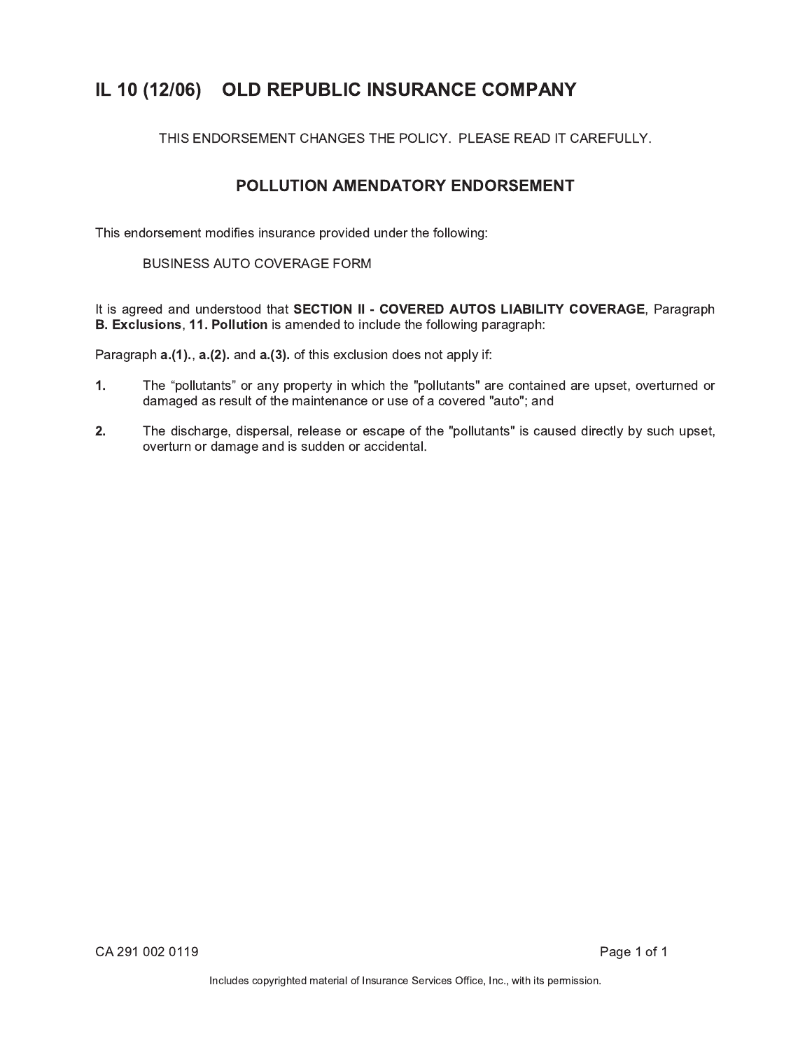# IL 10 (12/06) OLD REPUBLIC INSURANCE COMPANY

THIS ENDORSEMENT CHANGES THE POLICY. PLEASE READ IT CAREFULLY.

## POLLUTION AMENDATORY ENDORSEMENT

This endorsement modifies insurance provided under the following:

BUSINESS AUTO COVERAGE FORM

It is agreed and understood that **SECTION II - COVERED AUTOS LIABILITY COVERAGE**, Paragraph **B. Exclusions**, **11. Pollution** is amended to include the following paragraph:

Paragraph **a.(1).**, **a.(2).** and **a.(3).** of this exclusion does not apply if:

1. The “pollutants” or any property in which the "pollutants" are contained are upset, overturned or damaged as result of the maintenance or use of a covered "auto"; and

2. The discharge, dispersal, release or escape of the "pollutants" is caused directly by such upset, overturn or damage and is sudden or accidental.

CA 291 002 0119

Includes copyrighted material of Insurance Services Office, Inc., with its permission.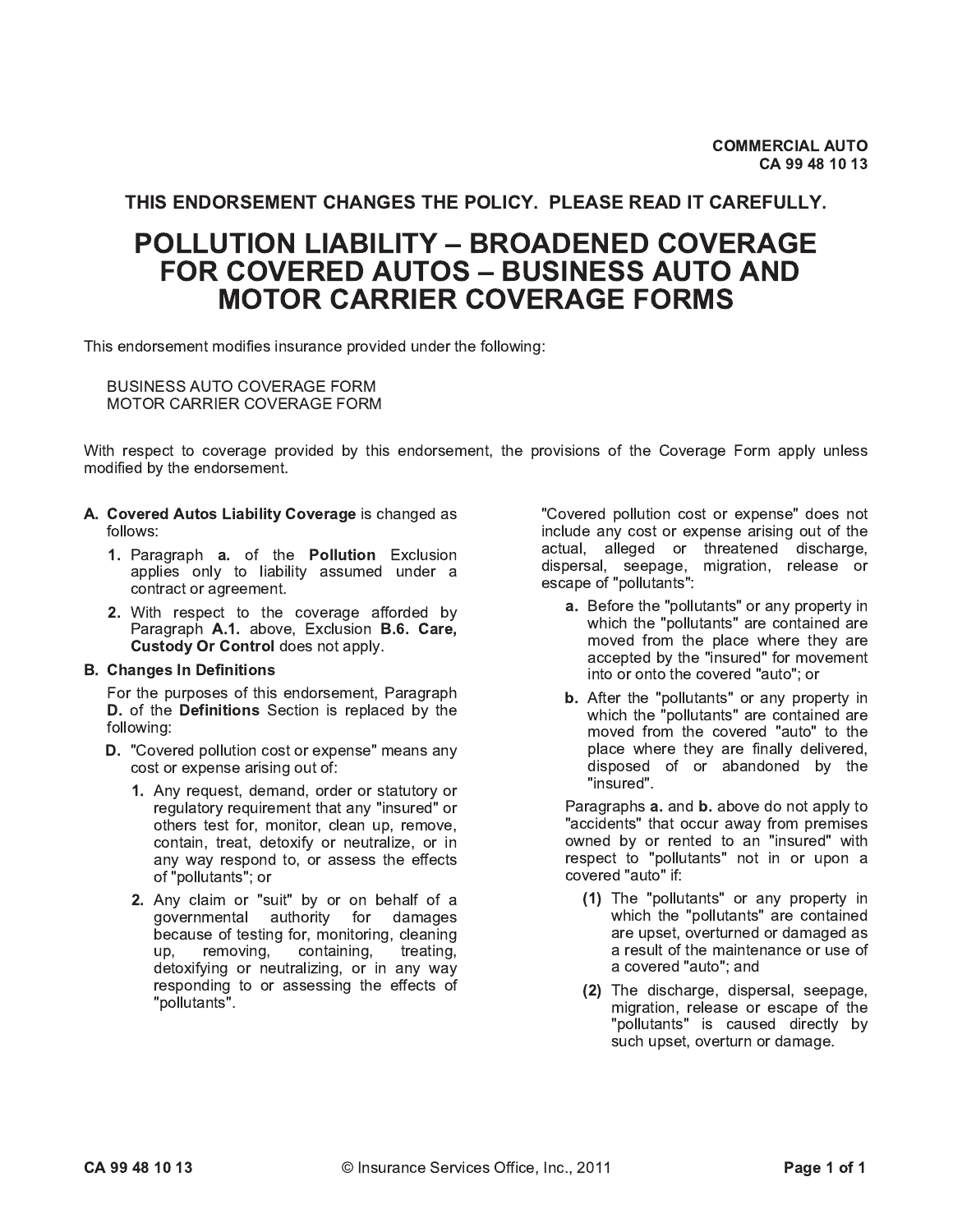COMMERCIAL AUTO
CA 99 48 10 13

**THIS ENDORSEMENT CHANGES THE POLICY. PLEASE READ IT CAREFULLY.**

# POLLUTION LIABILITY – BROADENED COVERAGE FOR COVERED AUTOS – BUSINESS AUTO AND MOTOR CARRIER COVERAGE FORMS

This endorsement modifies insurance provided under the following:

BUSINESS AUTO COVERAGE FORM
MOTOR CARRIER COVERAGE FORM

With respect to coverage provided by this endorsement, the provisions of the Coverage Form apply unless modified by the endorsement.

**A. Covered Autos Liability Coverage** is changed as follows:

**1.** Paragraph **a.** of the **Pollution** Exclusion applies only to liability assumed under a contract or agreement.

**2.** With respect to the coverage afforded by Paragraph **A.1.** above, Exclusion **B.6. Care, Custody Or Control** does not apply.

**B. Changes In Definitions**

For the purposes of this endorsement, Paragraph **D.** of the **Definitions** Section is replaced by the following:

**D.** "Covered pollution cost or expense" means any cost or expense arising out of:

**1.** Any request, demand, order or statutory or regulatory requirement that any "insured" or others test for, monitor, clean up, remove, contain, treat, detoxify or neutralize, or in any way respond to, or assess the effects of "pollutants"; or

**2.** Any claim or "suit" by or on behalf of a governmental authority for damages because of testing for, monitoring, cleaning up, removing, containing, treating, detoxifying or neutralizing, or in any way responding to or assessing the effects of "pollutants".

"Covered pollution cost or expense" does not include any cost or expense arising out of the actual, alleged or threatened discharge, dispersal, seepage, migration, release or escape of "pollutants":

**a.** Before the "pollutants" or any property in which the "pollutants" are contained are moved from the place where they are accepted by the "insured" for movement into or onto the covered "auto"; or

**b.** After the "pollutants" or any property in which the "pollutants" are contained are moved from the covered "auto" to the place where they are finally delivered, disposed of or abandoned by the "insured".

Paragraphs **a.** and **b.** above do not apply to "accidents" that occur away from premises owned by or rented to an "insured" with respect to "pollutants" not in or upon a covered "auto" if:

**(1)** The "pollutants" or any property in which the "pollutants" are contained are upset, overturned or damaged as a result of the maintenance or use of a covered "auto"; and

**(2)** The discharge, dispersal, seepage, migration, release or escape of the "pollutants" is caused directly by such upset, overturn or damage.

CA 99 48 10 13 © Insurance Services Office, Inc., 2011